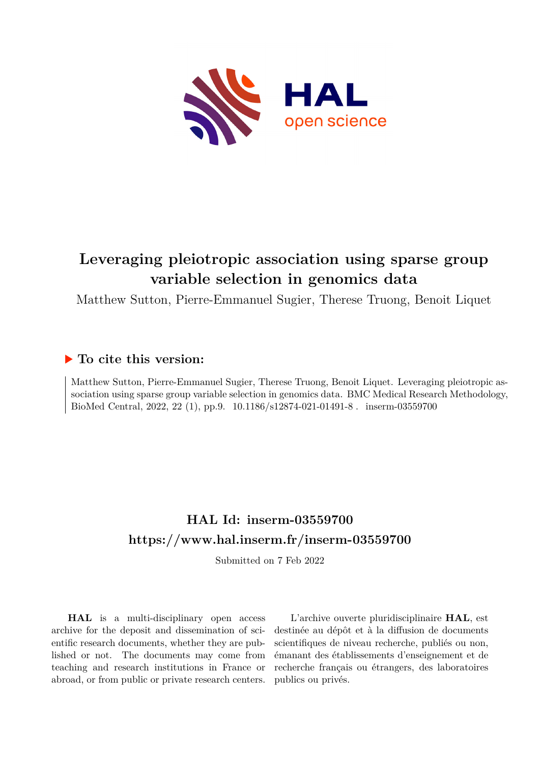# Leveraging pleiotropic association using sparse group variable selection in genomics data

Matthew Sutton, Pierre-Emmanuel Sugier, Therese Truong, Benoit Liquet

## To cite this version:

Matthew Sutton, Pierre-Emmanuel Sugier, Therese Truong, Benoit Liquet. Leveraging pleiotropic association using sparse group variable selection in genomics data. BMC Medical Research Methodology, BioMed Central, 2022, 22 (1), pp.9. 10.1186/s12874-021-01491-8 . inserm-03559700

## HAL Id: inserm-03559700
## https://www.hal.inserm.fr/inserm-03559700

Submitted on 7 Feb 2022

**HAL** is a multi-disciplinary open access archive for the deposit and dissemination of scientific research documents, whether they are published or not. The documents may come from teaching and research institutions in France or abroad, or from public or private research centers.

L'archive ouverte pluridisciplinaire **HAL**, est destinée au dépôt et à la diffusion de documents scientifiques de niveau recherche, publiés ou non, émanant des établissements d'enseignement et de recherche français ou étrangers, des laboratoires publics ou privés.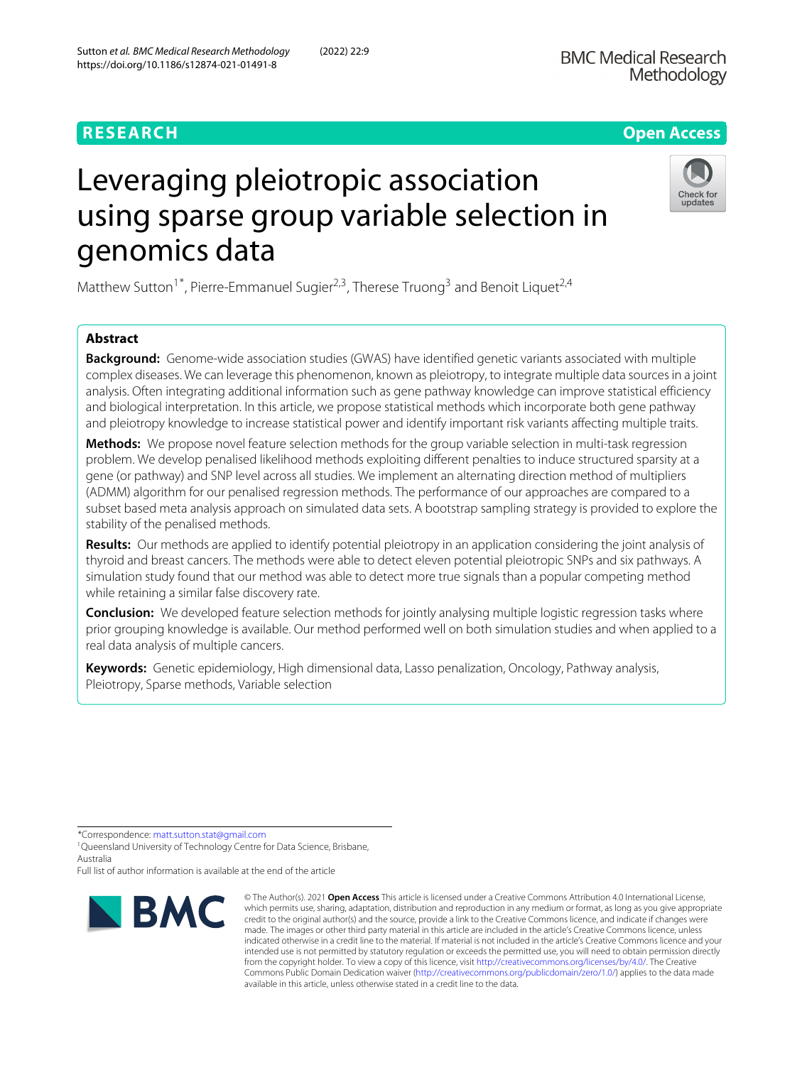# Leveraging pleiotropic association using sparse group variable selection in genomics data

Matthew Sutton[1*], Pierre-Emmanuel Sugier[2,3], Therese Truong[3] and Benoit Liquet[2,4]

## Abstract

**Background:** Genome-wide association studies (GWAS) have identified genetic variants associated with multiple complex diseases. We can leverage this phenomenon, known as pleiotropy, to integrate multiple data sources in a joint analysis. Often integrating additional information such as gene pathway knowledge can improve statistical efficiency and biological interpretation. In this article, we propose statistical methods which incorporate both gene pathway and pleiotropy knowledge to increase statistical power and identify important risk variants affecting multiple traits.

**Methods:** We propose novel feature selection methods for the group variable selection in multi-task regression problem. We develop penalised likelihood methods exploiting different penalties to induce structured sparsity at a gene (or pathway) and SNP level across all studies. We implement an alternating direction method of multipliers (ADMM) algorithm for our penalised regression methods. The performance of our approaches are compared to a subset based meta analysis approach on simulated data sets. A bootstrap sampling strategy is provided to explore the stability of the penalised methods.

**Results:** Our methods are applied to identify potential pleiotropy in an application considering the joint analysis of thyroid and breast cancers. The methods were able to detect eleven potential pleiotropic SNPs and six pathways. A simulation study found that our method was able to detect more true signals than a popular competing method while retaining a similar false discovery rate.

**Conclusion:** We developed feature selection methods for jointly analysing multiple logistic regression tasks where prior grouping knowledge is available. Our method performed well on both simulation studies and when applied to a real data analysis of multiple cancers.

**Keywords:** Genetic epidemiology, High dimensional data, Lasso penalization, Oncology, Pathway analysis, Pleiotropy, Sparse methods, Variable selection

*Correspondence: matt.sutton.stat@gmail.com

[1]Queensland University of Technology Centre for Data Science, Brisbane, Australia

Full list of author information is available at the end of the article

© The Author(s). 2021 **Open Access** This article is licensed under a Creative Commons Attribution 4.0 International License, which permits use, sharing, adaptation, distribution and reproduction in any medium or format, as long as you give appropriate credit to the original author(s) and the source, provide a link to the Creative Commons licence, and indicate if changes were made. The images or other third party material in this article are included in the article's Creative Commons licence, unless indicated otherwise in a credit line to the material. If material is not included in the article's Creative Commons licence and your intended use is not permitted by statutory regulation or exceeds the permitted use, you will need to obtain permission directly from the copyright holder. To view a copy of this licence, visit http://creativecommons.org/licenses/by/4.0/. The Creative Commons Public Domain Dedication waiver (http://creativecommons.org/publicdomain/zero/1.0/) applies to the data made available in this article, unless otherwise stated in a credit line to the data.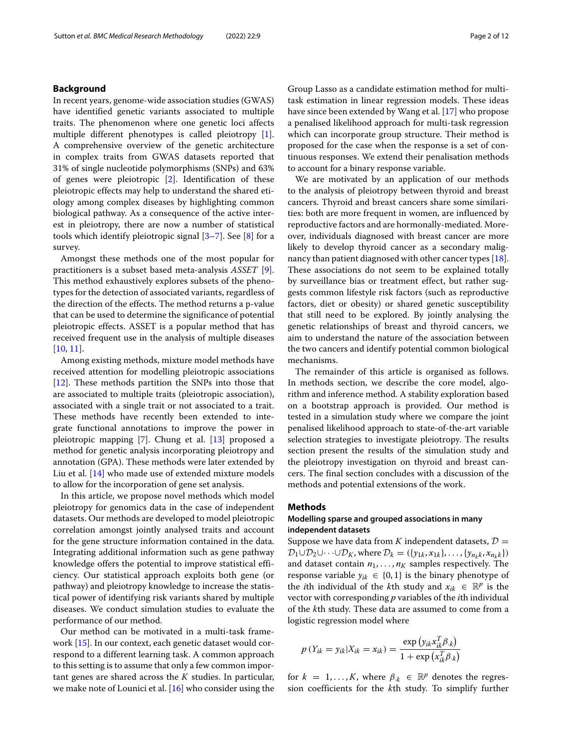## Background

In recent years, genome-wide association studies (GWAS) have identified genetic variants associated to multiple traits. The phenomenon where one genetic loci affects multiple different phenotypes is called pleiotropy [1]. A comprehensive overview of the genetic architecture in complex traits from GWAS datasets reported that 31% of single nucleotide polymorphisms (SNPs) and 63% of genes were pleiotropic [2]. Identification of these pleiotropic effects may help to understand the shared etiology among complex diseases by highlighting common biological pathway. As a consequence of the active interest in pleiotropy, there are now a number of statistical tools which identify pleiotropic signal [3–7]. See [8] for a survey.

Amongst these methods one of the most popular for practitioners is a subset based meta-analysis *ASSET* [9]. This method exhaustively explores subsets of the phenotypes for the detection of associated variants, regardless of the direction of the effects. The method returns a p-value that can be used to determine the significance of potential pleiotropic effects. ASSET is a popular method that has received frequent use in the analysis of multiple diseases [10, 11].

Among existing methods, mixture model methods have received attention for modelling pleiotropic associations [12]. These methods partition the SNPs into those that are associated to multiple traits (pleiotropic association), associated with a single trait or not associated to a trait. These methods have recently been extended to integrate functional annotations to improve the power in pleiotropic mapping [7]. Chung et al. [13] proposed a method for genetic analysis incorporating pleiotropy and annotation (GPA). These methods were later extended by Liu et al. [14] who made use of extended mixture models to allow for the incorporation of gene set analysis.

In this article, we propose novel methods which model pleiotropy for genomics data in the case of independent datasets. Our methods are developed to model pleiotropic correlation amongst jointly analysed traits and account for the gene structure information contained in the data. Integrating additional information such as gene pathway knowledge offers the potential to improve statistical efficiency. Our statistical approach exploits both gene (or pathway) and pleiotropy knowledge to increase the statistical power of identifying risk variants shared by multiple diseases. We conduct simulation studies to evaluate the performance of our method.

Our method can be motivated in a multi-task framework [15]. In our context, each genetic dataset would correspond to a different learning task. A common approach to this setting is to assume that only a few common important genes are shared across the $K$ studies. In particular, we make note of Lounici et al. [16] who consider using the Group Lasso as a candidate estimation method for multi-task estimation in linear regression models. These ideas have since been extended by Wang et al. [17] who propose a penalised likelihood approach for multi-task regression which can incorporate group structure. Their method is proposed for the case when the response is a set of continuous responses. We extend their penalisation methods to account for a binary response variable.

We are motivated by an application of our methods to the analysis of pleiotropy between thyroid and breast cancers. Thyroid and breast cancers share some similarities: both are more frequent in women, are influenced by reproductive factors and are hormonally-mediated. Moreover, individuals diagnosed with breast cancer are more likely to develop thyroid cancer as a secondary malignancy than patient diagnosed with other cancer types [18]. These associations do not seem to be explained totally by surveillance bias or treatment effect, but rather suggests common lifestyle risk factors (such as reproductive factors, diet or obesity) or shared genetic susceptibility that still need to be explored. By jointly analysing the genetic relationships of breast and thyroid cancers, we aim to understand the nature of the association between the two cancers and identify potential common biological mechanisms.

The remainder of this article is organised as follows. In methods section, we describe the core model, algorithm and inference method. A stability exploration based on a bootstrap approach is provided. Our method is tested in a simulation study where we compare the joint penalised likelihood approach to state-of-the-art variable selection strategies to investigate pleiotropy. The results section present the results of the simulation study and the pleiotropy investigation on thyroid and breast cancers. The final section concludes with a discussion of the methods and potential extensions of the work.

## Methods

### Modelling sparse and grouped associations in many independent datasets

Suppose we have data from $K$ independent datasets, $\mathcal{D} = \mathcal{D}_1 \cup \mathcal{D}_2 \cup \cdots \cup \mathcal{D}_K$, where $\mathcal{D}_k = (\{y_{1k}, x_{1k}\}, \ldots, \{y_{n_k k}, x_{n_k k}\})$ and dataset contain $n_1, \ldots, n_K$ samples respectively. The response variable $y_{ik} \in \{0, 1\}$ is the binary phenotype of the $i$th individual of the $k$th study and $x_{ik} \in \mathbb{R}^p$ is the vector with corresponding $p$ variables of the $i$th individual of the $k$th study. These data are assumed to come from a logistic regression model where

$$p\left(Y_{ik} = y_{ik} | X_{ik} = x_{ik}\right) = \frac{\exp\left(y_{ik} x_{ik}^T \beta_{\cdot k}\right)}{1 + \exp\left(x_{ik}^T \beta_{\cdot k}\right)}$$

for $k = 1, \ldots, K$, where $\beta_{\cdot k} \in \mathbb{R}^p$ denotes the regression coefficients for the $k$th study. To simplify further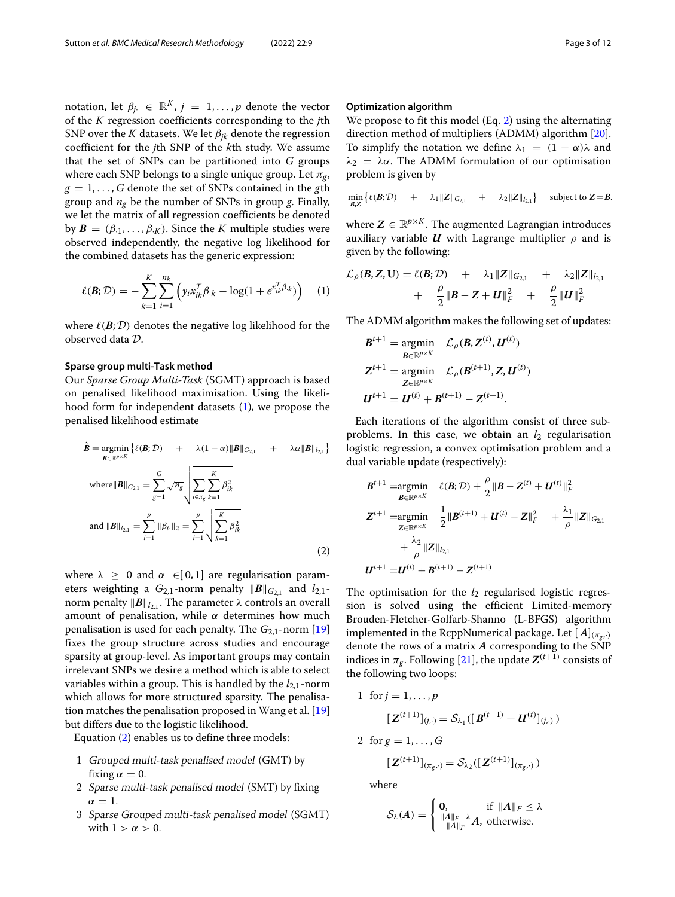notation, let $\beta_{j\cdot} \in \mathbb{R}^K$, $j = 1, \ldots, p$ denote the vector of the $K$ regression coefficients corresponding to the $j$th SNP over the $K$ datasets. We let $\beta_{jk}$ denote the regression coefficient for the $j$th SNP of the $k$th study. We assume that the set of SNPs can be partitioned into $G$ groups where each SNP belongs to a single unique group. Let $\pi_g$, $g = 1, \ldots, G$ denote the set of SNPs contained in the $g$th group and $n_g$ be the number of SNPs in group $g$. Finally, we let the matrix of all regression coefficients be denoted by $\boldsymbol{B} = (\beta_{\cdot 1}, \ldots, \beta_{\cdot K})$. Since the $K$ multiple studies were observed independently, the negative log likelihood for the combined datasets has the generic expression:

$$\ell(\boldsymbol{B}; \mathcal{D}) = -\sum_{k=1}^{K} \sum_{i=1}^{n_k} \left( y_i x_{ik}^T \beta_{\cdot k} - \log(1 + e^{x_{ik}^T \beta_{\cdot k}}) \right) \qquad (1)$$

where $\ell(\boldsymbol{B}; \mathcal{D})$ denotes the negative log likelihood for the observed data $\mathcal{D}$.

### Sparse group multi-Task method

Our *Sparse Group Multi-Task* (SGMT) approach is based on penalised likelihood maximisation. Using the likelihood form for independent datasets (1), we propose the penalised likelihood estimate

$$\hat{\boldsymbol{B}} = \underset{\boldsymbol{B} \in \mathbb{R}^{p \times K}}{\operatorname{argmin}} \left\{ \ell(\boldsymbol{B}; \mathcal{D}) \quad + \quad \lambda(1-\alpha)\|\boldsymbol{B}\|_{G_{2,1}} \quad + \quad \lambda\alpha\|\boldsymbol{B}\|_{l_{2,1}} \right\}$$

$$\text{where} \|\boldsymbol{B}\|_{G_{2,1}} = \sum_{g=1}^{G} \sqrt{n_g} \sqrt{\sum_{i \in \pi_g} \sum_{k=1}^{K} \beta_{ik}^2}$$

$$\text{and } \|\boldsymbol{B}\|_{l_{2,1}} = \sum_{i=1}^{p} \|\beta_{i\cdot}\|_2 = \sum_{i=1}^{p} \sqrt{\sum_{k=1}^{K} \beta_{ik}^2} \qquad (2)$$

where $\lambda \geq 0$ and $\alpha \in [0, 1]$ are regularisation parameters weighting a $G_{2,1}$-norm penalty $\|\boldsymbol{B}\|_{G_{2,1}}$ and $l_{2,1}$-norm penalty $\|\boldsymbol{B}\|_{l_{2,1}}$. The parameter $\lambda$ controls an overall amount of penalisation, while $\alpha$ determines how much penalisation is used for each penalty. The $G_{2,1}$-norm [19] fixes the group structure across studies and encourage sparsity at group-level. As important groups may contain irrelevant SNPs we desire a method which is able to select variables within a group. This is handled by the $l_{2,1}$-norm which allows for more structured sparsity. The penalisation matches the penalisation proposed in Wang et al. [19] but differs due to the logistic likelihood.

Equation (2) enables us to define three models:

1. *Grouped multi-task penalised model* (GMT) by fixing $\alpha = 0$.
2. *Sparse multi-task penalised model* (SMT) by fixing $\alpha = 1$.
3. *Sparse Grouped multi-task penalised model* (SGMT) with $1 > \alpha > 0$.

### Optimization algorithm

We propose to fit this model (Eq. 2) using the alternating direction method of multipliers (ADMM) algorithm [20]. To simplify the notation we define $\lambda_1 = (1-\alpha)\lambda$ and $\lambda_2 = \lambda\alpha$. The ADMM formulation of our optimisation problem is given by

$$\min_{\boldsymbol{B},\boldsymbol{Z}} \left\{ \ell(\boldsymbol{B}; \mathcal{D}) \quad + \quad \lambda_1 \|\boldsymbol{Z}\|_{G_{2,1}} \quad + \quad \lambda_2 \|\boldsymbol{Z}\|_{l_{2,1}} \right\} \quad \text{subject to } \boldsymbol{Z} = \boldsymbol{B}.$$

where $\boldsymbol{Z} \in \mathbb{R}^{p \times K}$. The augmented Lagrangian introduces auxiliary variable $\boldsymbol{U}$ with Lagrange multiplier $\rho$ and is given by the following:

$$\mathcal{L}_\rho(\boldsymbol{B}, \boldsymbol{Z}, \mathbf{U}) = \ell(\boldsymbol{B}; \mathcal{D}) \quad + \quad \lambda_1 \|\boldsymbol{Z}\|_{G_{2,1}} \quad + \quad \lambda_2 \|\boldsymbol{Z}\|_{l_{2,1}} \quad + \quad \frac{\rho}{2} \|\boldsymbol{B} - \boldsymbol{Z} + \boldsymbol{U}\|_F^2 \quad + \quad \frac{\rho}{2} \|\boldsymbol{U}\|_F^2$$

The ADMM algorithm makes the following set of updates:

$$\boldsymbol{B}^{t+1} = \underset{\boldsymbol{B} \in \mathbb{R}^{p \times K}}{\operatorname{argmin}} \quad \mathcal{L}_\rho(\boldsymbol{B}, \boldsymbol{Z}^{(t)}, \boldsymbol{U}^{(t)})$$

$$\boldsymbol{Z}^{t+1} = \underset{\boldsymbol{Z} \in \mathbb{R}^{p \times K}}{\operatorname{argmin}} \quad \mathcal{L}_\rho(\boldsymbol{B}^{(t+1)}, \boldsymbol{Z}, \boldsymbol{U}^{(t)})$$

$$\boldsymbol{U}^{t+1} = \boldsymbol{U}^{(t)} + \boldsymbol{B}^{(t+1)} - \boldsymbol{Z}^{(t+1)}.$$

Each iterations of the algorithm consist of three subproblems. In this case, we obtain an $l_2$ regularisation logistic regression, a convex optimisation problem and a dual variable update (respectively):

$$\boldsymbol{B}^{t+1} = \underset{\boldsymbol{B} \in \mathbb{R}^{p \times K}}{\operatorname{argmin}} \quad \ell(\boldsymbol{B}; \mathcal{D}) + \frac{\rho}{2} \|\boldsymbol{B} - \boldsymbol{Z}^{(t)} + \boldsymbol{U}^{(t)}\|_F^2$$

$$\boldsymbol{Z}^{t+1} = \underset{\boldsymbol{Z} \in \mathbb{R}^{p \times K}}{\operatorname{argmin}} \quad \frac{1}{2} \|\boldsymbol{B}^{(t+1)} + \boldsymbol{U}^{(t)} - \boldsymbol{Z}\|_F^2 \quad + \frac{\lambda_1}{\rho} \|\boldsymbol{Z}\|_{G_{2,1}} + \frac{\lambda_2}{\rho} \|\boldsymbol{Z}\|_{l_{2,1}}$$

$$\boldsymbol{U}^{t+1} = \boldsymbol{U}^{(t)} + \boldsymbol{B}^{(t+1)} - \boldsymbol{Z}^{(t+1)}$$

The optimisation for the $l_2$ regularised logistic regression is solved using the efficient Limited-memory Brouden-Fletcher-Golfarb-Shanno (L-BFGS) algorithm implemented in the RcppNumerical package. Let $[\boldsymbol{A}]_{(\pi_g,\cdot)}$ denote the rows of a matrix $\boldsymbol{A}$ corresponding to the SNP indices in $\pi_g$. Following [21], the update $\boldsymbol{Z}^{(t+1)}$ consists of the following two loops:

1. for $j = 1, \ldots, p$

$$[\boldsymbol{Z}^{(t+1)}]_{(j,\cdot)} = \mathcal{S}_{\lambda_1}([\boldsymbol{B}^{(t+1)} + \boldsymbol{U}^{(t)}]_{(j,\cdot)})$$

2. for $g = 1, \ldots, G$

$$[\boldsymbol{Z}^{(t+1)}]_{(\pi_g,\cdot)} = \mathcal{S}_{\lambda_2}([\boldsymbol{Z}^{(t+1)}]_{(\pi_g,\cdot)})$$

where

$$\mathcal{S}_\lambda(\boldsymbol{A}) = \begin{cases} \boldsymbol{0}, & \text{if } \|\boldsymbol{A}\|_F \leq \lambda \\ \frac{\|\boldsymbol{A}\|_F - \lambda}{\|\boldsymbol{A}\|_F} \boldsymbol{A}, & \text{otherwise.} \end{cases}$$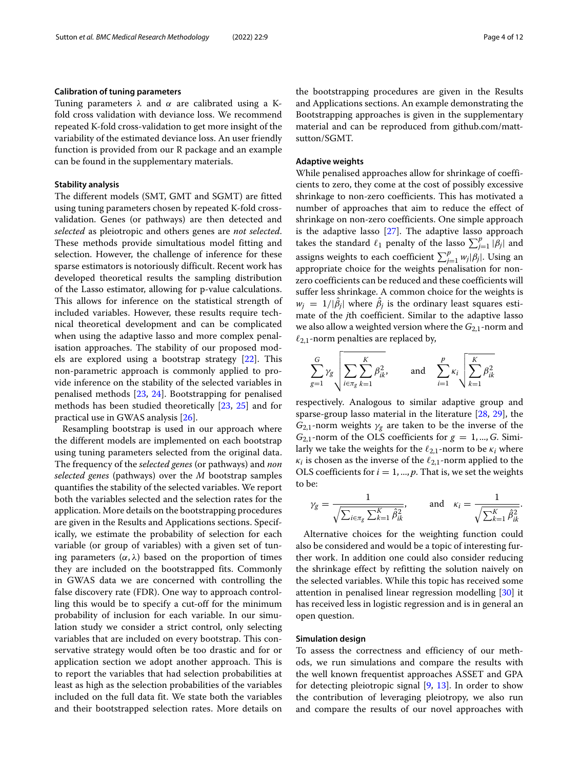### Calibration of tuning parameters

Tuning parameters $\lambda$ and $\alpha$ are calibrated using a K-fold cross validation with deviance loss. We recommend repeated K-fold cross-validation to get more insight of the variability of the estimated deviance loss. An user friendly function is provided from our R package and an example can be found in the supplementary materials.

### Stability analysis

The different models (SMT, GMT and SGMT) are fitted using tuning parameters chosen by repeated K-fold cross-validation. Genes (or pathways) are then detected and *selected* as pleiotropic and others genes are *not selected*. These methods provide simultatious model fitting and selection. However, the challenge of inference for these sparse estimators is notoriously difficult. Recent work has developed theoretical results the sampling distribution of the Lasso estimator, allowing for p-value calculations. This allows for inference on the statistical strength of included variables. However, these results require technical theoretical development and can be complicated when using the adaptive lasso and more complex penalisation approaches. The stability of our proposed models are explored using a bootstrap strategy [22]. This non-parametric approach is commonly applied to provide inference on the stability of the selected variables in penalised methods [23, 24]. Bootstrapping for penalised methods has been studied theoretically [23, 25] and for practical use in GWAS analysis [26].

Resampling bootstrap is used in our approach where the different models are implemented on each bootstrap using tuning parameters selected from the original data. The frequency of the *selected genes* (or pathways) and *non selected genes* (pathways) over the *M* bootstrap samples quantifies the stability of the selected variables. We report both the variables selected and the selection rates for the application. More details on the bootstrapping procedures are given in the Results and Applications sections. Specifically, we estimate the probability of selection for each variable (or group of variables) with a given set of tuning parameters $(\alpha, \lambda)$ based on the proportion of times they are included on the bootstrapped fits. Commonly in GWAS data we are concerned with controlling the false discovery rate (FDR). One way to approach controlling this would be to specify a cut-off for the minimum probability of inclusion for each variable. In our simulation study we consider a strict control, only selecting variables that are included on every bootstrap. This conservative strategy would often be too drastic and for or application section we adopt another approach. This is to report the variables that had selection probabilities at least as high as the selection probabilities of the variables included on the full data fit. We state both the variables and their bootstrapped selection rates. More details on the bootstrapping procedures are given in the Results and Applications sections. An example demonstrating the Bootstrapping approaches is given in the supplementary material and can be reproduced from github.com/matt-sutton/SGMT.

### Adaptive weights

While penalised approaches allow for shrinkage of coefficients to zero, they come at the cost of possibly excessive shrinkage to non-zero coefficients. This has motivated a number of approaches that aim to reduce the effect of shrinkage on non-zero coefficients. One simple approach is the adaptive lasso [27]. The adaptive lasso approach takes the standard $\ell_1$ penalty of the lasso $\sum_{j=1}^{p} |\beta_j|$ and assigns weights to each coefficient $\sum_{j=1}^{p} w_j|\beta_j|$. Using an appropriate choice for the weights penalisation for non-zero coefficients can be reduced and these coefficients will suffer less shrinkage. A common choice for the weights is $w_j = 1/|\hat{\beta}_j|$ where $\hat{\beta}_j$ is the ordinary least squares estimate of the *j*th coefficient. Similar to the adaptive lasso we also allow a weighted version where the $G_{2,1}$-norm and $\ell_{2,1}$-norm penalties are replaced by,

$$\sum_{g=1}^{G} \gamma_g \sqrt{\sum_{i \in \pi_g} \sum_{k=1}^{K} \beta_{ik}^2}, \qquad \text{and} \qquad \sum_{i=1}^{p} \kappa_i \sqrt{\sum_{k=1}^{K} \beta_{ik}^2}$$

respectively. Analogous to similar adaptive group and sparse-group lasso material in the literature [28, 29], the $G_{2,1}$-norm weights $\gamma_g$ are taken to be the inverse of the $G_{2,1}$-norm of the OLS coefficients for $g = 1, ..., G$. Similarly we take the weights for the $\ell_{2,1}$-norm to be $\kappa_i$ where $\kappa_i$ is chosen as the inverse of the $\ell_{2,1}$-norm applied to the OLS coefficients for $i = 1, ..., p$. That is, we set the weights to be:

$$\gamma_g = \frac{1}{\sqrt{\sum_{i \in \pi_g} \sum_{k=1}^{K} \hat{\beta}_{ik}^2}}, \qquad \text{and} \qquad \kappa_i = \frac{1}{\sqrt{\sum_{k=1}^{K} \hat{\beta}_{ik}^2}}.$$

Alternative choices for the weighting function could also be considered and would be a topic of interesting further work. In addition one could also consider reducing the shrinkage effect by refitting the solution naively on the selected variables. While this topic has received some attention in penalised linear regression modelling [30] it has received less in logistic regression and is in general an open question.

### Simulation design

To assess the correctness and efficiency of our methods, we run simulations and compare the results with the well known frequentist approaches ASSET and GPA for detecting pleiotropic signal [9, 13]. In order to show the contribution of leveraging pleiotropy, we also run and compare the results of our novel approaches with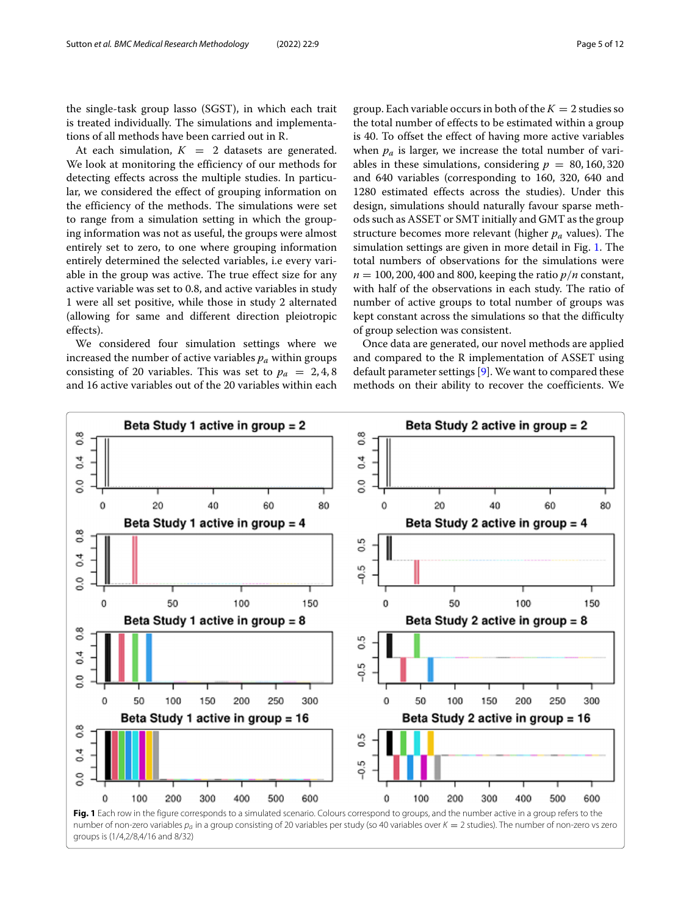the single-task group lasso (SGST), in which each trait is treated individually. The simulations and implementations of all methods have been carried out in R.

At each simulation, $K = 2$ datasets are generated. We look at monitoring the efficiency of our methods for detecting effects across the multiple studies. In particular, we considered the effect of grouping information on the efficiency of the methods. The simulations were set to range from a simulation setting in which the grouping information was not as useful, the groups were almost entirely set to zero, to one where grouping information entirely determined the selected variables, i.e every variable in the group was active. The true effect size for any active variable was set to 0.8, and active variables in study 1 were all set positive, while those in study 2 alternated (allowing for same and different direction pleiotropic effects).

We considered four simulation settings where we increased the number of active variables $p_a$ within groups consisting of 20 variables. This was set to $p_a = 2, 4, 8$ and 16 active variables out of the 20 variables within each group. Each variable occurs in both of the $K = 2$ studies so the total number of effects to be estimated within a group is 40. To offset the effect of having more active variables when $p_a$ is larger, we increase the total number of variables in these simulations, considering $p = 80, 160, 320$ and 640 variables (corresponding to 160, 320, 640 and 1280 estimated effects across the studies). Under this design, simulations should naturally favour sparse methods such as ASSET or SMT initially and GMT as the group structure becomes more relevant (higher $p_a$ values). The simulation settings are given in more detail in Fig. 1. The total numbers of observations for the simulations were $n = 100, 200, 400$ and 800, keeping the ratio $p/n$ constant, with half of the observations in each study. The ratio of number of active groups to total number of groups was kept constant across the simulations so that the difficulty of group selection was consistent.

Once data are generated, our novel methods are applied and compared to the R implementation of ASSET using default parameter settings [9]. We want to compared these methods on their ability to recover the coefficients. We

**Fig. 1** Each row in the figure corresponds to a simulated scenario. Colours correspond to groups, and the number active in a group refers to the number of non-zero variables $p_a$ in a group consisting of 20 variables per study (so 40 variables over $K = 2$ studies). The number of non-zero vs zero groups is (1/4,2/8,4/16 and 8/32)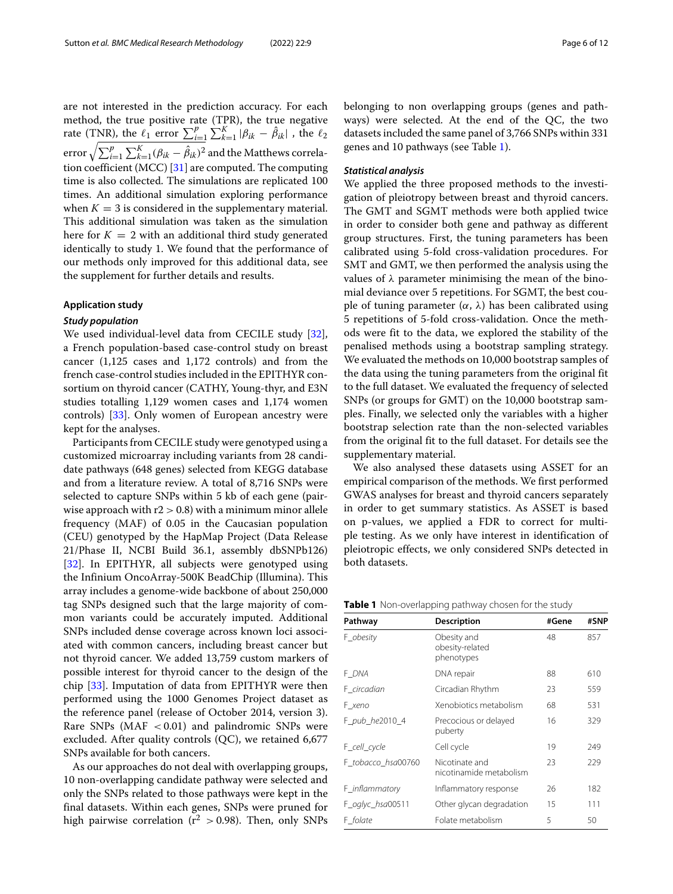are not interested in the prediction accuracy. For each method, the true positive rate (TPR), the true negative rate (TNR), the $\ell_1$ error $\sum_{i=1}^{p}\sum_{k=1}^{K}|\beta_{ik}-\hat{\beta}_{ik}|$ , the $\ell_2$ error $\sqrt{\sum_{i=1}^{p}\sum_{k=1}^{K}(\beta_{ik}-\hat{\beta}_{ik})^2}$ and the Matthews correlation coefficient (MCC) [31] are computed. The computing time is also collected. The simulations are replicated 100 times. An additional simulation exploring performance when $K = 3$ is considered in the supplementary material. This additional simulation was taken as the simulation here for $K = 2$ with an additional third study generated identically to study 1. We found that the performance of our methods only improved for this additional data, see the supplement for further details and results.

## Application study

### *Study population*

We used individual-level data from CECILE study [32], a French population-based case-control study on breast cancer (1,125 cases and 1,172 controls) and from the french case-control studies included in the EPITHYR consortium on thyroid cancer (CATHY, Young-thyr, and E3N studies totalling 1,129 women cases and 1,174 women controls) [33]. Only women of European ancestry were kept for the analyses.

Participants from CECILE study were genotyped using a customized microarray including variants from 28 candidate pathways (648 genes) selected from KEGG database and from a literature review. A total of 8,716 SNPs were selected to capture SNPs within 5 kb of each gene (pairwise approach with $r2 > 0.8$) with a minimum minor allele frequency (MAF) of 0.05 in the Caucasian population (CEU) genotyped by the HapMap Project (Data Release 21/Phase II, NCBI Build 36.1, assembly dbSNPb126) [32]. In EPITHYR, all subjects were genotyped using the Infinium OncoArray-500K BeadChip (Illumina). This array includes a genome-wide backbone of about 250,000 tag SNPs designed such that the large majority of common variants could be accurately imputed. Additional SNPs included dense coverage across known loci associated with common cancers, including breast cancer but not thyroid cancer. We added 13,759 custom markers of possible interest for thyroid cancer to the design of the chip [33]. Imputation of data from EPITHYR were then performed using the 1000 Genomes Project dataset as the reference panel (release of October 2014, version 3). Rare SNPs (MAF $< 0.01$) and palindromic SNPs were excluded. After quality controls (QC), we retained 6,677 SNPs available for both cancers.

As our approaches do not deal with overlapping groups, 10 non-overlapping candidate pathway were selected and only the SNPs related to those pathways were kept in the final datasets. Within each genes, SNPs were pruned for high pairwise correlation ($r^2 > 0.98$). Then, only SNPs belonging to non overlapping groups (genes and pathways) were selected. At the end of the QC, the two datasets included the same panel of 3,766 SNPs within 331 genes and 10 pathways (see Table 1).

### *Statistical analysis*

We applied the three proposed methods to the investigation of pleiotropy between breast and thyroid cancers. The GMT and SGMT methods were both applied twice in order to consider both gene and pathway as different group structures. First, the tuning parameters have been calibrated using 5-fold cross-validation procedures. For SMT and GMT, we then performed the analysis using the values of $\lambda$ parameter minimising the mean of the binomial deviance over 5 repetitions. For SGMT, the best couple of tuning parameter ($\alpha$, $\lambda$) has been calibrated using 5 repetitions of 5-fold cross-validation. Once the methods were fit to the data, we explored the stability of the penalised methods using a bootstrap sampling strategy. We evaluated the methods on 10,000 bootstrap samples of the data using the tuning parameters from the original fit to the full dataset. We evaluated the frequency of selected SNPs (or groups for GMT) on the 10,000 bootstrap samples. Finally, we selected only the variables with a higher bootstrap selection rate than the non-selected variables from the original fit to the full dataset. For details see the supplementary material.

We also analysed these datasets using ASSET for an empirical comparison of the methods. We first performed GWAS analyses for breast and thyroid cancers separately in order to get summary statistics. As ASSET is based on p-values, we applied a FDR to correct for multiple testing. As we only have interest in identification of pleiotropic effects, we only considered SNPs detected in both datasets.

**Table 1** Non-overlapping pathway chosen for the study

| Pathway | Description | #Gene | #SNP |
|---|---|---|---|
| F_*obesity* | Obesity and obesity-related phenotypes | 48 | 857 |
| F_*DNA* | DNA repair | 88 | 610 |
| F_*circadian* | Circadian Rhythm | 23 | 559 |
| F_*xeno* | Xenobiotics metabolism | 68 | 531 |
| F_*pub_he*2010_4 | Precocious or delayed puberty | 16 | 329 |
| F_*cell_cycle* | Cell cycle | 19 | 249 |
| F_*tobacco_hsa*00760 | Nicotinate and nicotinamide metabolism | 23 | 229 |
| F_*inflammatory* | Inflammatory response | 26 | 182 |
| F_*oglyc_hsa*00511 | Other glycan degradation | 15 | 111 |
| F_*folate* | Folate metabolism | 5 | 50 |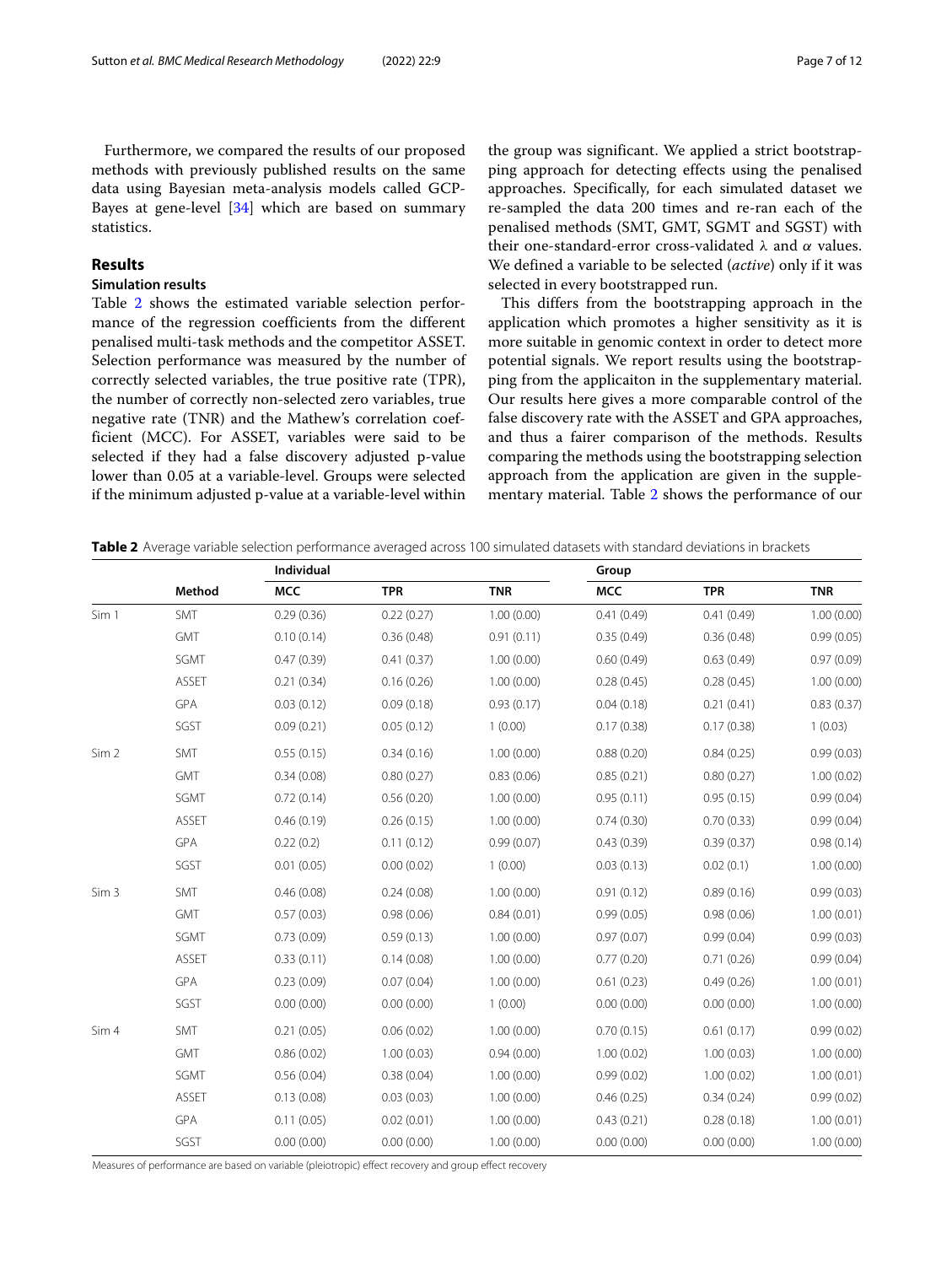Furthermore, we compared the results of our proposed methods with previously published results on the same data using Bayesian meta-analysis models called GCP-Bayes at gene-level [34] which are based on summary statistics.

## Results

### Simulation results

Table 2 shows the estimated variable selection performance of the regression coefficients from the different penalised multi-task methods and the competitor ASSET. Selection performance was measured by the number of correctly selected variables, the true positive rate (TPR), the number of correctly non-selected zero variables, true negative rate (TNR) and the Mathew's correlation coefficient (MCC). For ASSET, variables were said to be selected if they had a false discovery adjusted p-value lower than 0.05 at a variable-level. Groups were selected if the minimum adjusted p-value at a variable-level within the group was significant. We applied a strict bootstrapping approach for detecting effects using the penalised approaches. Specifically, for each simulated dataset we re-sampled the data 200 times and re-ran each of the penalised methods (SMT, GMT, SGMT and SGST) with their one-standard-error cross-validated $\lambda$ and $\alpha$ values. We defined a variable to be selected (*active*) only if it was selected in every bootstrapped run.

This differs from the bootstrapping approach in the application which promotes a higher sensitivity as it is more suitable in genomic context in order to detect more potential signals. We report results using the bootstrapping from the applicaiton in the supplementary material. Our results here gives a more comparable control of the false discovery rate with the ASSET and GPA approaches, and thus a fairer comparison of the methods. Results comparing the methods using the bootstrapping selection approach from the application are given in the supplementary material. Table 2 shows the performance of our

**Table 2** Average variable selection performance averaged across 100 simulated datasets with standard deviations in brackets

| | | Individual | | | Group | | |
|---|---|---|---|---|---|---|---|
| | **Method** | **MCC** | **TPR** | **TNR** | **MCC** | **TPR** | **TNR** |
| Sim 1 | SMT | 0.29 (0.36) | 0.22 (0.27) | 1.00 (0.00) | 0.41 (0.49) | 0.41 (0.49) | 1.00 (0.00) |
| | GMT | 0.10 (0.14) | 0.36 (0.48) | 0.91 (0.11) | 0.35 (0.49) | 0.36 (0.48) | 0.99 (0.05) |
| | SGMT | 0.47 (0.39) | 0.41 (0.37) | 1.00 (0.00) | 0.60 (0.49) | 0.63 (0.49) | 0.97 (0.09) |
| | ASSET | 0.21 (0.34) | 0.16 (0.26) | 1.00 (0.00) | 0.28 (0.45) | 0.28 (0.45) | 1.00 (0.00) |
| | GPA | 0.03 (0.12) | 0.09 (0.18) | 0.93 (0.17) | 0.04 (0.18) | 0.21 (0.41) | 0.83 (0.37) |
| | SGST | 0.09 (0.21) | 0.05 (0.12) | 1 (0.00) | 0.17 (0.38) | 0.17 (0.38) | 1 (0.03) |
| Sim 2 | SMT | 0.55 (0.15) | 0.34 (0.16) | 1.00 (0.00) | 0.88 (0.20) | 0.84 (0.25) | 0.99 (0.03) |
| | GMT | 0.34 (0.08) | 0.80 (0.27) | 0.83 (0.06) | 0.85 (0.21) | 0.80 (0.27) | 1.00 (0.02) |
| | SGMT | 0.72 (0.14) | 0.56 (0.20) | 1.00 (0.00) | 0.95 (0.11) | 0.95 (0.15) | 0.99 (0.04) |
| | ASSET | 0.46 (0.19) | 0.26 (0.15) | 1.00 (0.00) | 0.74 (0.30) | 0.70 (0.33) | 0.99 (0.04) |
| | GPA | 0.22 (0.2) | 0.11 (0.12) | 0.99 (0.07) | 0.43 (0.39) | 0.39 (0.37) | 0.98 (0.14) |
| | SGST | 0.01 (0.05) | 0.00 (0.02) | 1 (0.00) | 0.03 (0.13) | 0.02 (0.1) | 1.00 (0.00) |
| Sim 3 | SMT | 0.46 (0.08) | 0.24 (0.08) | 1.00 (0.00) | 0.91 (0.12) | 0.89 (0.16) | 0.99 (0.03) |
| | GMT | 0.57 (0.03) | 0.98 (0.06) | 0.84 (0.01) | 0.99 (0.05) | 0.98 (0.06) | 1.00 (0.01) |
| | SGMT | 0.73 (0.09) | 0.59 (0.13) | 1.00 (0.00) | 0.97 (0.07) | 0.99 (0.04) | 0.99 (0.03) |
| | ASSET | 0.33 (0.11) | 0.14 (0.08) | 1.00 (0.00) | 0.77 (0.20) | 0.71 (0.26) | 0.99 (0.04) |
| | GPA | 0.23 (0.09) | 0.07 (0.04) | 1.00 (0.00) | 0.61 (0.23) | 0.49 (0.26) | 1.00 (0.01) |
| | SGST | 0.00 (0.00) | 0.00 (0.00) | 1 (0.00) | 0.00 (0.00) | 0.00 (0.00) | 1.00 (0.00) |
| Sim 4 | SMT | 0.21 (0.05) | 0.06 (0.02) | 1.00 (0.00) | 0.70 (0.15) | 0.61 (0.17) | 0.99 (0.02) |
| | GMT | 0.86 (0.02) | 1.00 (0.03) | 0.94 (0.00) | 1.00 (0.02) | 1.00 (0.03) | 1.00 (0.00) |
| | SGMT | 0.56 (0.04) | 0.38 (0.04) | 1.00 (0.00) | 0.99 (0.02) | 1.00 (0.02) | 1.00 (0.01) |
| | ASSET | 0.13 (0.08) | 0.03 (0.03) | 1.00 (0.00) | 0.46 (0.25) | 0.34 (0.24) | 0.99 (0.02) |
| | GPA | 0.11 (0.05) | 0.02 (0.01) | 1.00 (0.00) | 0.43 (0.21) | 0.28 (0.18) | 1.00 (0.01) |
| | SGST | 0.00 (0.00) | 0.00 (0.00) | 1.00 (0.00) | 0.00 (0.00) | 0.00 (0.00) | 1.00 (0.00) |

Measures of performance are based on variable (pleiotropic) effect recovery and group effect recovery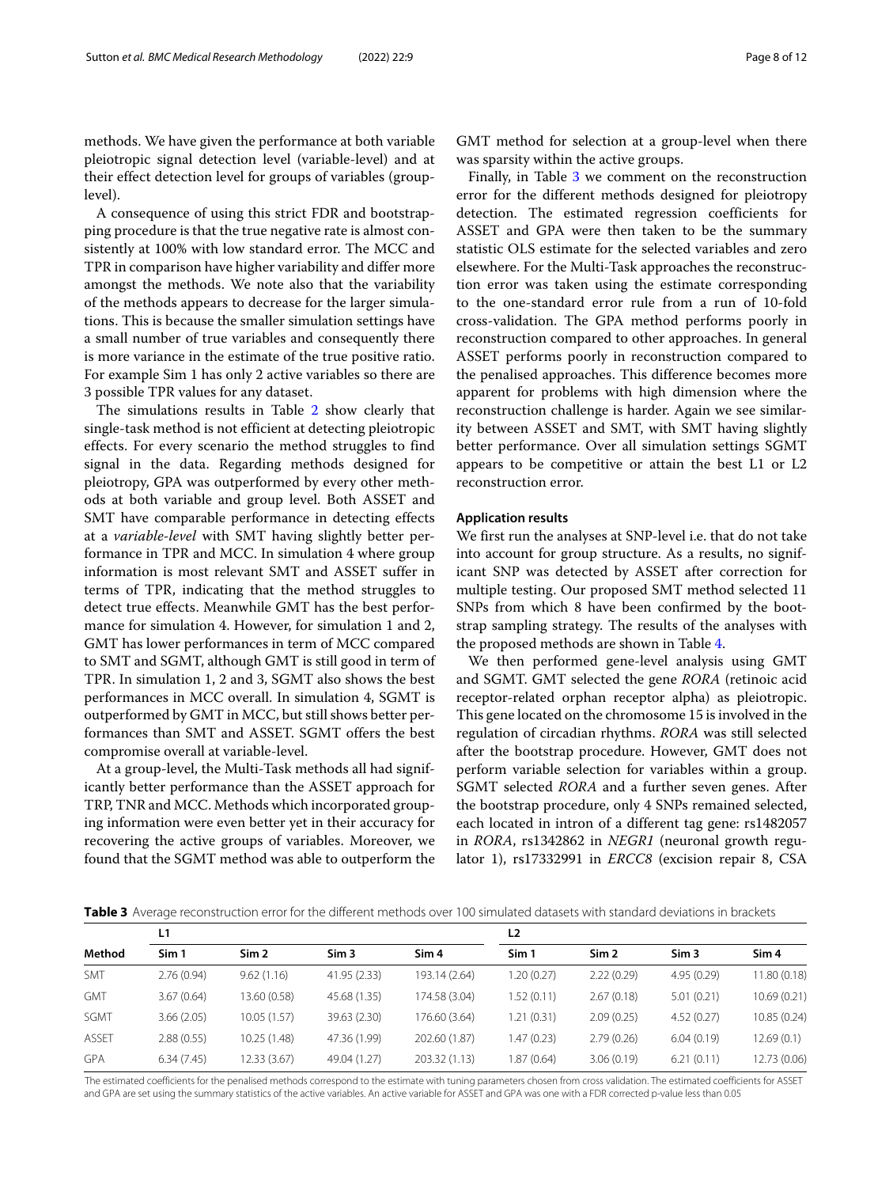methods. We have given the performance at both variable pleiotropic signal detection level (variable-level) and at their effect detection level for groups of variables (group-level).

A consequence of using this strict FDR and bootstrapping procedure is that the true negative rate is almost consistently at 100% with low standard error. The MCC and TPR in comparison have higher variability and differ more amongst the methods. We note also that the variability of the methods appears to decrease for the larger simulations. This is because the smaller simulation settings have a small number of true variables and consequently there is more variance in the estimate of the true positive ratio. For example Sim 1 has only 2 active variables so there are 3 possible TPR values for any dataset.

The simulations results in Table 2 show clearly that single-task method is not efficient at detecting pleiotropic effects. For every scenario the method struggles to find signal in the data. Regarding methods designed for pleiotropy, GPA was outperformed by every other methods at both variable and group level. Both ASSET and SMT have comparable performance in detecting effects at a *variable-level* with SMT having slightly better performance in TPR and MCC. In simulation 4 where group information is most relevant SMT and ASSET suffer in terms of TPR, indicating that the method struggles to detect true effects. Meanwhile GMT has the best performance for simulation 4. However, for simulation 1 and 2, GMT has lower performances in term of MCC compared to SMT and SGMT, although GMT is still good in term of TPR. In simulation 1, 2 and 3, SGMT also shows the best performances in MCC overall. In simulation 4, SGMT is outperformed by GMT in MCC, but still shows better performances than SMT and ASSET. SGMT offers the best compromise overall at variable-level.

At a group-level, the Multi-Task methods all had significantly better performance than the ASSET approach for TRP, TNR and MCC. Methods which incorporated grouping information were even better yet in their accuracy for recovering the active groups of variables. Moreover, we found that the SGMT method was able to outperform the GMT method for selection at a group-level when there was sparsity within the active groups.

Finally, in Table 3 we comment on the reconstruction error for the different methods designed for pleiotropy detection. The estimated regression coefficients for ASSET and GPA were then taken to be the summary statistic OLS estimate for the selected variables and zero elsewhere. For the Multi-Task approaches the reconstruction error was taken using the estimate corresponding to the one-standard error rule from a run of 10-fold cross-validation. The GPA method performs poorly in reconstruction compared to other approaches. In general ASSET performs poorly in reconstruction compared to the penalised approaches. This difference becomes more apparent for problems with high dimension where the reconstruction challenge is harder. Again we see similarity between ASSET and SMT, with SMT having slightly better performance. Over all simulation settings SGMT appears to be competitive or attain the best L1 or L2 reconstruction error.

### Application results

We first run the analyses at SNP-level i.e. that do not take into account for group structure. As a results, no significant SNP was detected by ASSET after correction for multiple testing. Our proposed SMT method selected 11 SNPs from which 8 have been confirmed by the bootstrap sampling strategy. The results of the analyses with the proposed methods are shown in Table 4.

We then performed gene-level analysis using GMT and SGMT. GMT selected the gene *RORA* (retinoic acid receptor-related orphan receptor alpha) as pleiotropic. This gene located on the chromosome 15 is involved in the regulation of circadian rhythms. *RORA* was still selected after the bootstrap procedure. However, GMT does not perform variable selection for variables within a group. SGMT selected *RORA* and a further seven genes. After the bootstrap procedure, only 4 SNPs remained selected, each located in intron of a different tag gene: rs1482057 in *RORA*, rs1342862 in *NEGR1* (neuronal growth regulator 1), rs17332991 in *ERCC8* (excision repair 8, CSA

**Table 3** Average reconstruction error for the different methods over 100 simulated datasets with standard deviations in brackets

| Method | L1 | | | | L2 | | | |
|---|---|---|---|---|---|---|---|---|
| | Sim 1 | Sim 2 | Sim 3 | Sim 4 | Sim 1 | Sim 2 | Sim 3 | Sim 4 |
| SMT | 2.76 (0.94) | 9.62 (1.16) | 41.95 (2.33) | 193.14 (2.64) | 1.20 (0.27) | 2.22 (0.29) | 4.95 (0.29) | 11.80 (0.18) |
| GMT | 3.67 (0.64) | 13.60 (0.58) | 45.68 (1.35) | 174.58 (3.04) | 1.52 (0.11) | 2.67 (0.18) | 5.01 (0.21) | 10.69 (0.21) |
| SGMT | 3.66 (2.05) | 10.05 (1.57) | 39.63 (2.30) | 176.60 (3.64) | 1.21 (0.31) | 2.09 (0.25) | 4.52 (0.27) | 10.85 (0.24) |
| ASSET | 2.88 (0.55) | 10.25 (1.48) | 47.36 (1.99) | 202.60 (1.87) | 1.47 (0.23) | 2.79 (0.26) | 6.04 (0.19) | 12.69 (0.1) |
| GPA | 6.34 (7.45) | 12.33 (3.67) | 49.04 (1.27) | 203.32 (1.13) | 1.87 (0.64) | 3.06 (0.19) | 6.21 (0.11) | 12.73 (0.06) |

The estimated coefficients for the penalised methods correspond to the estimate with tuning parameters chosen from cross validation. The estimated coefficients for ASSET and GPA are set using the summary statistics of the active variables. An active variable for ASSET and GPA was one with a FDR corrected p-value less than 0.05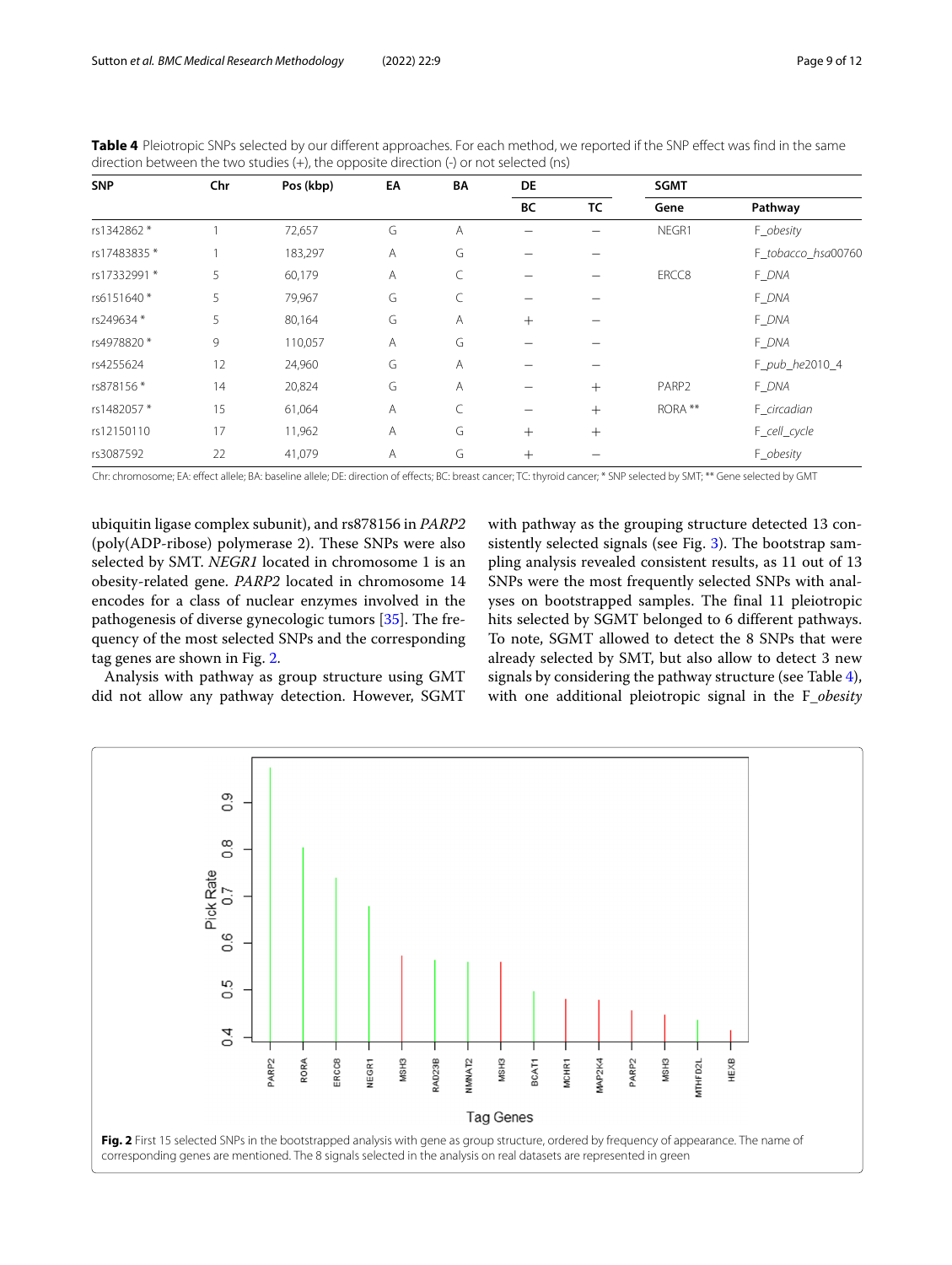**Table 4** Pleiotropic SNPs selected by our different approaches. For each method, we reported if the SNP effect was find in the same direction between the two studies (+), the opposite direction (-) or not selected (ns)

| SNP | Chr | Pos (kbp) | EA | BA | DE | | SGMT | |
|---|---|---|---|---|---|---|---|---|
| | | | | | BC | TC | Gene | Pathway |
| rs1342862 * | 1 | 72,657 | G | A | – | – | NEGR1 | F_*obesity* |
| rs17483835 * | 1 | 183,297 | A | G | – | – | | F_*tobacco_hsa*00760 |
| rs17332991 * | 5 | 60,179 | A | C | – | – | ERCC8 | F_*DNA* |
| rs6151640 * | 5 | 79,967 | G | C | – | – | | F_*DNA* |
| rs249634 * | 5 | 80,164 | G | A | + | – | | F_*DNA* |
| rs4978820 * | 9 | 110,057 | A | G | – | – | | F_*DNA* |
| rs4255624 | 12 | 24,960 | G | A | – | – | | F_*pub_he*2010_4 |
| rs878156 * | 14 | 20,824 | G | A | – | + | PARP2 | F_*DNA* |
| rs1482057 * | 15 | 61,064 | A | C | – | + | RORA ** | F_*circadian* |
| rs12150110 | 17 | 11,962 | A | G | + | + | | F_*cell_cycle* |
| rs3087592 | 22 | 41,079 | A | G | + | – | | F_*obesity* |

Chr: chromosome; EA: effect allele; BA: baseline allele; DE: direction of effects; BC: breast cancer; TC: thyroid cancer; * SNP selected by SMT; ** Gene selected by GMT

ubiquitin ligase complex subunit), and rs878156 in *PARP2* (poly(ADP-ribose) polymerase 2). These SNPs were also selected by SMT. *NEGR1* located in chromosome 1 is an obesity-related gene. *PARP2* located in chromosome 14 encodes for a class of nuclear enzymes involved in the pathogenesis of diverse gynecologic tumors [35]. The frequency of the most selected SNPs and the corresponding tag genes are shown in Fig. 2.

Analysis with pathway as group structure using GMT did not allow any pathway detection. However, SGMT with pathway as the grouping structure detected 13 consistently selected signals (see Fig. 3). The bootstrap sampling analysis revealed consistent results, as 11 out of 13 SNPs were the most frequently selected SNPs with analyses on bootstrapped samples. The final 11 pleiotropic hits selected by SGMT belonged to 6 different pathways. To note, SGMT allowed to detect the 8 SNPs that were already selected by SMT, but also allow to detect 3 new signals by considering the pathway structure (see Table 4), with one additional pleiotropic signal in the F_*obesity*

**Fig. 2** First 15 selected SNPs in the bootstrapped analysis with gene as group structure, ordered by frequency of appearance. The name of corresponding genes are mentioned. The 8 signals selected in the analysis on real datasets are represented in green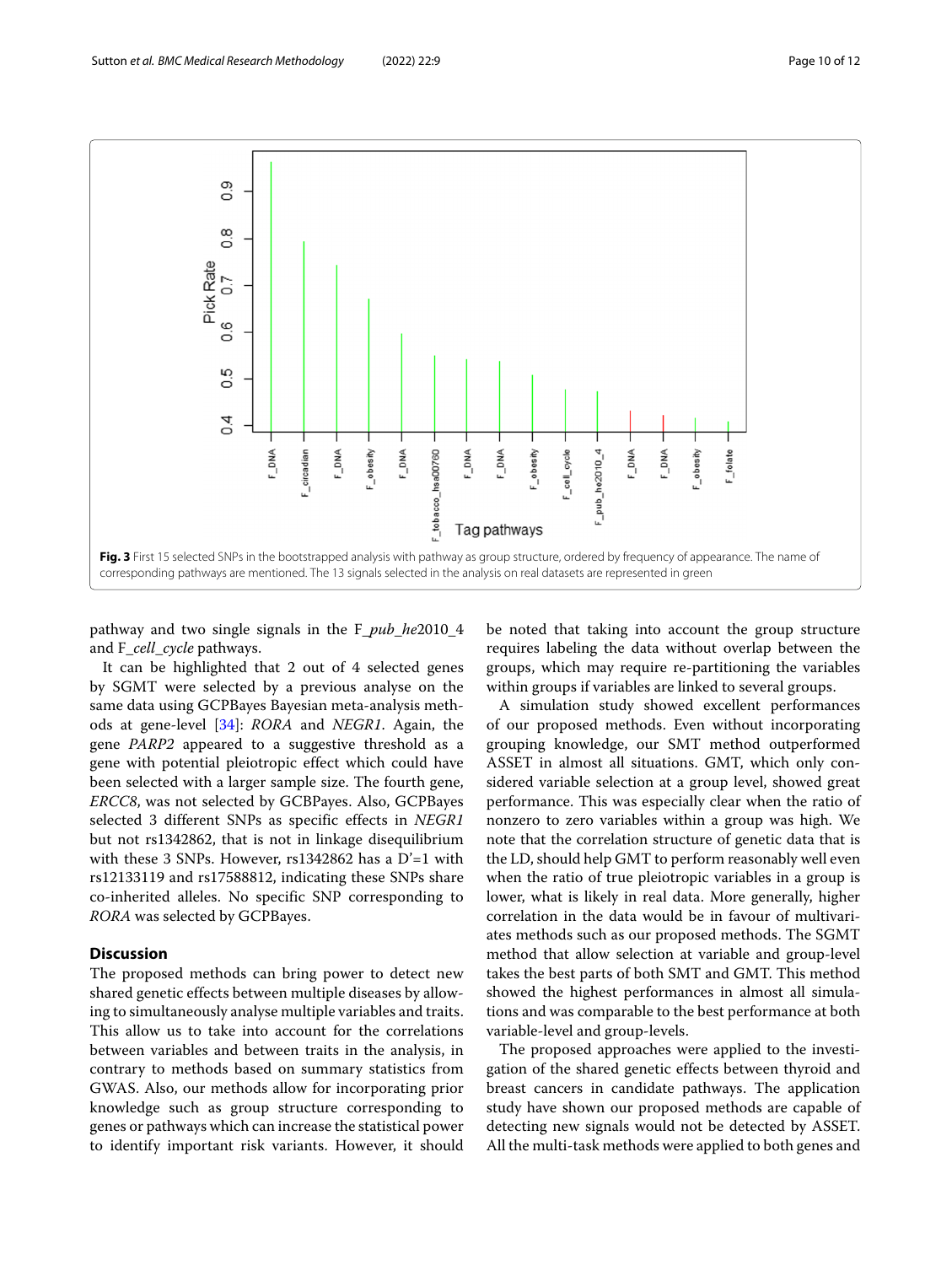**Fig. 3** First 15 selected SNPs in the bootstrapped analysis with pathway as group structure, ordered by frequency of appearance. The name of corresponding pathways are mentioned. The 13 signals selected in the analysis on real datasets are represented in green

pathway and two single signals in the F_*pub_he*2010_4 and F_*cell_cycle* pathways.

It can be highlighted that 2 out of 4 selected genes by SGMT were selected by a previous analyse on the same data using GCPBayes Bayesian meta-analysis methods at gene-level [34]: *RORA* and *NEGR1*. Again, the gene *PARP2* appeared to a suggestive threshold as a gene with potential pleiotropic effect which could have been selected with a larger sample size. The fourth gene, *ERCC8*, was not selected by GCBPayes. Also, GCPBayes selected 3 different SNPs as specific effects in *NEGR1* but not rs1342862, that is not in linkage disequilibrium with these 3 SNPs. However, rs1342862 has a D'=1 with rs12133119 and rs17588812, indicating these SNPs share co-inherited alleles. No specific SNP corresponding to *RORA* was selected by GCPBayes.

## Discussion

The proposed methods can bring power to detect new shared genetic effects between multiple diseases by allowing to simultaneously analyse multiple variables and traits. This allow us to take into account for the correlations between variables and between traits in the analysis, in contrary to methods based on summary statistics from GWAS. Also, our methods allow for incorporating prior knowledge such as group structure corresponding to genes or pathways which can increase the statistical power to identify important risk variants. However, it should be noted that taking into account the group structure requires labeling the data without overlap between the groups, which may require re-partitioning the variables within groups if variables are linked to several groups.

A simulation study showed excellent performances of our proposed methods. Even without incorporating grouping knowledge, our SMT method outperformed ASSET in almost all situations. GMT, which only considered variable selection at a group level, showed great performance. This was especially clear when the ratio of nonzero to zero variables within a group was high. We note that the correlation structure of genetic data that is the LD, should help GMT to perform reasonably well even when the ratio of true pleiotropic variables in a group is lower, what is likely in real data. More generally, higher correlation in the data would be in favour of multivariates methods such as our proposed methods. The SGMT method that allow selection at variable and group-level takes the best parts of both SMT and GMT. This method showed the highest performances in almost all simulations and was comparable to the best performance at both variable-level and group-levels.

The proposed approaches were applied to the investigation of the shared genetic effects between thyroid and breast cancers in candidate pathways. The application study have shown our proposed methods are capable of detecting new signals would not be detected by ASSET. All the multi-task methods were applied to both genes and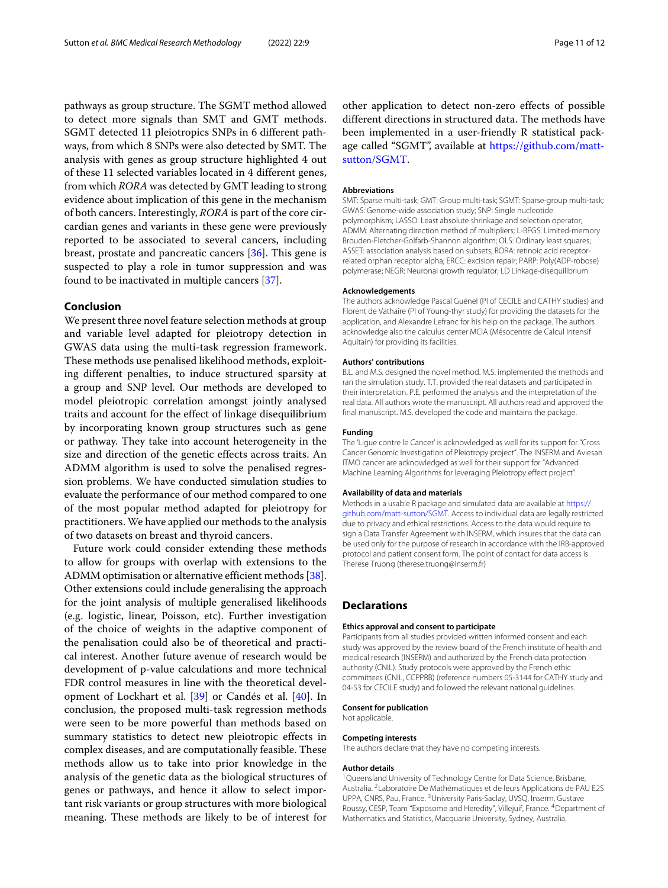pathways as group structure. The SGMT method allowed to detect more signals than SMT and GMT methods. SGMT detected 11 pleiotropics SNPs in 6 different pathways, from which 8 SNPs were also detected by SMT. The analysis with genes as group structure highlighted 4 out of these 11 selected variables located in 4 different genes, from which *RORA* was detected by GMT leading to strong evidence about implication of this gene in the mechanism of both cancers. Interestingly, *RORA* is part of the core circardian genes and variants in these gene were previously reported to be associated to several cancers, including breast, prostate and pancreatic cancers [36]. This gene is suspected to play a role in tumor suppression and was found to be inactivated in multiple cancers [37].

## Conclusion

We present three novel feature selection methods at group and variable level adapted for pleiotropy detection in GWAS data using the multi-task regression framework. These methods use penalised likelihood methods, exploiting different penalties, to induce structured sparsity at a group and SNP level. Our methods are developed to model pleiotropic correlation amongst jointly analysed traits and account for the effect of linkage disequilibrium by incorporating known group structures such as gene or pathway. They take into account heterogeneity in the size and direction of the genetic effects across traits. An ADMM algorithm is used to solve the penalised regression problems. We have conducted simulation studies to evaluate the performance of our method compared to one of the most popular method adapted for pleiotropy for practitioners. We have applied our methods to the analysis of two datasets on breast and thyroid cancers.

Future work could consider extending these methods to allow for groups with overlap with extensions to the ADMM optimisation or alternative efficient methods [38]. Other extensions could include generalising the approach for the joint analysis of multiple generalised likelihoods (e.g. logistic, linear, Poisson, etc). Further investigation of the choice of weights in the adaptive component of the penalisation could also be of theoretical and practical interest. Another future avenue of research would be development of p-value calculations and more technical FDR control measures in line with the theoretical development of Lockhart et al. [39] or Candés et al. [40]. In conclusion, the proposed multi-task regression methods were seen to be more powerful than methods based on summary statistics to detect new pleiotropic effects in complex diseases, and are computationally feasible. These methods allow us to take into prior knowledge in the analysis of the genetic data as the biological structures of genes or pathways, and hence it allow to select important risk variants or group structures with more biological meaning. These methods are likely to be of interest for other application to detect non-zero effects of possible different directions in structured data. The methods have been implemented in a user-friendly R statistical package called "SGMT", available at https://github.com/matt-sutton/SGMT.

#### Abbreviations

SMT: Sparse multi-task; GMT: Group multi-task; SGMT: Sparse-group multi-task; GWAS: Genome-wide association study; SNP: Single nucleotide polymorphism; LASSO: Least absolute shrinkage and selection operator; ADMM: Alternating direction method of multipliers; L-BFGS: Limited-memory Brouden-Fletcher-Golfarb-Shannon algorithm; OLS: Ordinary least squares; ASSET: association analysis based on subsets; RORA: retinoic acid receptor-related orphan receptor alpha; ERCC: excision repair; PARP: Poly(ADP-robose) polymerase; NEGR: Neuronal growth regulator; LD Linkage-disequilibrium

#### Acknowledgements

The authors acknowledge Pascal Guénel (PI of CECILE and CATHY studies) and Florent de Vathaire (PI of Young-thyr study) for providing the datasets for the application, and Alexandre Lefranc for his help on the package. The authors acknowledge also the calculus center MCIA (Mésocentre de Calcul Intensif Aquitain) for providing its facilities.

#### Authors' contributions

B.L. and M.S. designed the novel method. M.S. implemented the methods and ran the simulation study. T.T. provided the real datasets and participated in their interpretation. P.E. performed the analysis and the interpretation of the real data. All authors wrote the manuscript. All authors read and approved the final manuscript. M.S. developed the code and maintains the package.

#### Funding

The 'Ligue contre le Cancer' is acknowledged as well for its support for "Cross Cancer Genomic Investigation of Pleiotropy project". The INSERM and Aviesan ITMO cancer are acknowledged as well for their support for "Advanced Machine Learning Algorithms for leveraging Pleiotropy effect project".

#### Availability of data and materials

Methods in a usable R package and simulated data are available at https://github.com/matt-sutton/SGMT. Access to individual data are legally restricted due to privacy and ethical restrictions. Access to the data would require to sign a Data Transfer Agreement with INSERM, which insures that the data can be used only for the purpose of research in accordance with the IRB-approved protocol and patient consent form. The point of contact for data access is Therese Truong (therese.truong@inserm.fr)

## Declarations

#### Ethics approval and consent to participate

Participants from all studies provided written informed consent and each study was approved by the review board of the French institute of health and medical research (INSERM) and authorized by the French data protection authority (CNIL). Study protocols were approved by the French ethic committees (CNIL, CCPPRB) (reference numbers 05-3144 for CATHY study and 04-53 for CECILE study) and followed the relevant national guidelines.

#### Consent for publication

Not applicable.

#### Competing interests

The authors declare that they have no competing interests.

#### Author details

[1]Queensland University of Technology Centre for Data Science, Brisbane, Australia. [2]Laboratoire De Mathématiques et de leurs Applications de PAU E2S UPPA, CNRS, Pau, France. [3]University Paris-Saclay, UVSQ, Inserm, Gustave Roussy, CESP, Team "Exposome and Heredity", Villejuif, France. [4]Department of Mathematics and Statistics, Macquarie University, Sydney, Australia.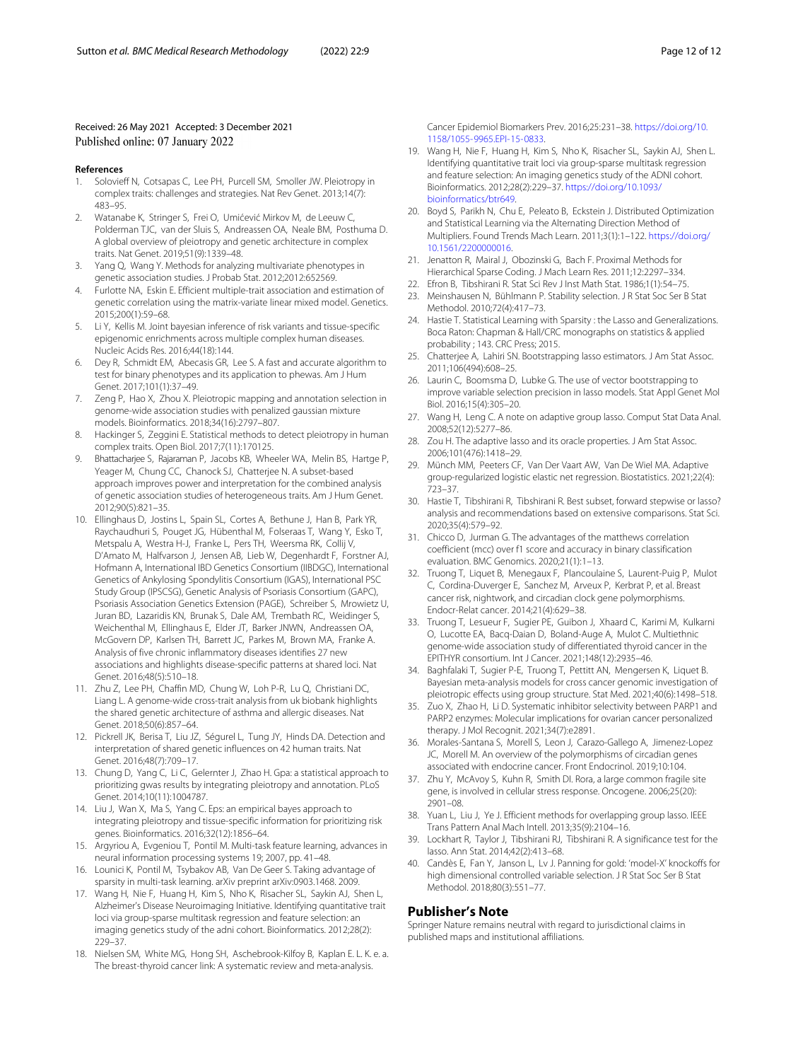Received: 26 May 2021 Accepted: 3 December 2021
Published online: 07 January 2022

## References

1. Solovieff N, Cotsapas C, Lee PH, Purcell SM, Smoller JW. Pleiotropy in complex traits: challenges and strategies. Nat Rev Genet. 2013;14(7):483–95.
2. Watanabe K, Stringer S, Frei O, Umićević Mirkov M, de Leeuw C, Polderman TJC, van der Sluis S, Andreassen OA, Neale BM, Posthuma D. A global overview of pleiotropy and genetic architecture in complex traits. Nat Genet. 2019;51(9):1339–48.
3. Yang Q, Wang Y. Methods for analyzing multivariate phenotypes in genetic association studies. J Probab Stat. 2012;2012:652569.
4. Furlotte NA, Eskin E. Efficient multiple-trait association and estimation of genetic correlation using the matrix-variate linear mixed model. Genetics. 2015;200(1):59–68.
5. Li Y, Kellis M. Joint bayesian inference of risk variants and tissue-specific epigenomic enrichments across multiple complex human diseases. Nucleic Acids Res. 2016;44(18):144.
6. Dey R, Schmidt EM, Abecasis GR, Lee S. A fast and accurate algorithm to test for binary phenotypes and its application to phewas. Am J Hum Genet. 2017;101(1):37–49.
7. Zeng P, Hao X, Zhou X. Pleiotropic mapping and annotation selection in genome-wide association studies with penalized gaussian mixture models. Bioinformatics. 2018;34(16):2797–807.
8. Hackinger S, Zeggini E. Statistical methods to detect pleiotropy in human complex traits. Open Biol. 2017;7(11):170125.
9. Bhattacharjee S, Rajaraman P, Jacobs KB, Wheeler WA, Melin BS, Hartge P, Yeager M, Chung CC, Chanock SJ, Chatterjee N. A subset-based approach improves power and interpretation for the combined analysis of genetic association studies of heterogeneous traits. Am J Hum Genet. 2012;90(5):821–35.
10. Ellinghaus D, Jostins L, Spain SL, Cortes A, Bethune J, Han B, Park YR, Raychaudhuri S, Pouget JG, Hübenthal M, Folseraas T, Wang Y, Esko T, Metspalu A, Westra H-J, Franke L, Pers TH, Weersma RK, Collij V, D'Amato M, Halfvarson J, Jensen AB, Lieb W, Degenhardt F, Forstner AJ, Hofmann A, International IBD Genetics Consortium (IIBDGC), International Genetics of Ankylosing Spondylitis Consortium (IGAS), International PSC Study Group (IPSCSG), Genetic Analysis of Psoriasis Consortium (GAPC), Psoriasis Association Genetics Extension (PAGE), Schreiber S, Mrowietz U, Juran BD, Lazaridis KN, Brunak S, Dale AM, Trembath RC, Weidinger S, Weichenthal M, Ellinghaus E, Elder JT, Barker JNWN, Andreassen OA, McGovern DP, Karlsen TH, Barrett JC, Parkes M, Brown MA, Franke A. Analysis of five chronic inflammatory diseases identifies 27 new associations and highlights disease-specific patterns at shared loci. Nat Genet. 2016;48(5):510–18.
11. Zhu Z, Lee PH, Chaffin MD, Chung W, Loh P-R, Lu Q, Christiani DC, Liang L. A genome-wide cross-trait analysis from uk biobank highlights the shared genetic architecture of asthma and allergic diseases. Nat Genet. 2018;50(6):857–64.
12. Pickrell JK, Berisa T, Liu JZ, Ségurel L, Tung JY, Hinds DA. Detection and interpretation of shared genetic influences on 42 human traits. Nat Genet. 2016;48(7):709–17.
13. Chung D, Yang C, Li C, Gelernter J, Zhao H. Gpa: a statistical approach to prioritizing gwas results by integrating pleiotropy and annotation. PLoS Genet. 2014;10(11):1004787.
14. Liu J, Wan X, Ma S, Yang C. Eps: an empirical bayes approach to integrating pleiotropy and tissue-specific information for prioritizing risk genes. Bioinformatics. 2016;32(12):1856–64.
15. Argyriou A, Evgeniou T, Pontil M. Multi-task feature learning, advances in neural information processing systems 19; 2007, pp. 41–48.
16. Lounici K, Pontil M, Tsybakov AB, Van De Geer S. Taking advantage of sparsity in multi-task learning. arXiv preprint arXiv:0903.1468. 2009.
17. Wang H, Nie F, Huang H, Kim S, Nho K, Risacher SL, Saykin AJ, Shen L, Alzheimer's Disease Neuroimaging Initiative. Identifying quantitative trait loci via group-sparse multitask regression and feature selection: an imaging genetics study of the adni cohort. Bioinformatics. 2012;28(2):229–37.
18. Nielsen SM, White MG, Hong SH, Aschebrook-Kilfoy B, Kaplan E. L. K. e. a. The breast-thyroid cancer link: A systematic review and meta-analysis. Cancer Epidemiol Biomarkers Prev. 2016;25:231–38. https://doi.org/10.1158/1055-9965.EPI-15-0833.
19. Wang H, Nie F, Huang H, Kim S, Nho K, Risacher SL, Saykin AJ, Shen L. Identifying quantitative trait loci via group-sparse multitask regression and feature selection: An imaging genetics study of the ADNI cohort. Bioinformatics. 2012;28(2):229–37. https://doi.org/10.1093/bioinformatics/btr649.
20. Boyd S, Parikh N, Chu E, Peleato B, Eckstein J. Distributed Optimization and Statistical Learning via the Alternating Direction Method of Multipliers. Found Trends Mach Learn. 2011;3(1):1–122. https://doi.org/10.1561/2200000016.
21. Jenatton R, Mairal J, Obozinski G, Bach F. Proximal Methods for Hierarchical Sparse Coding. J Mach Learn Res. 2011;12:2297–334.
22. Efron B, Tibshirani R. Stat Sci Rev J Inst Math Stat. 1986;1(1):54–75.
23. Meinshausen N, Bühlmann P. Stability selection. J R Stat Soc Ser B Stat Methodol. 2010;72(4):417–73.
24. Hastie T. Statistical Learning with Sparsity : the Lasso and Generalizations. Boca Raton: Chapman & Hall/CRC monographs on statistics & applied probability ; 143. CRC Press; 2015.
25. Chatterjee A, Lahiri SN. Bootstrapping lasso estimators. J Am Stat Assoc. 2011;106(494):608–25.
26. Laurin C, Boomsma D, Lubke G. The use of vector bootstrapping to improve variable selection precision in lasso models. Stat Appl Genet Mol Biol. 2016;15(4):305–20.
27. Wang H, Leng C. A note on adaptive group lasso. Comput Stat Data Anal. 2008;52(12):5277–86.
28. Zou H. The adaptive lasso and its oracle properties. J Am Stat Assoc. 2006;101(476):1418–29.
29. Münch MM, Peeters CF, Van Der Vaart AW, Van De Wiel MA. Adaptive group-regularized logistic elastic net regression. Biostatistics. 2021;22(4):723–37.
30. Hastie T, Tibshirani R, Tibshirani R. Best subset, forward stepwise or lasso? analysis and recommendations based on extensive comparisons. Stat Sci. 2020;35(4):579–92.
31. Chicco D, Jurman G. The advantages of the matthews correlation coefficient (mcc) over f1 score and accuracy in binary classification evaluation. BMC Genomics. 2020;21(1):1–13.
32. Truong T, Liquet B, Menegaux F, Plancoulaine S, Laurent-Puig P, Mulot C, Cordina-Duverger E, Sanchez M, Arveux P, Kerbrat P, et al. Breast cancer risk, nightwork, and circadian clock gene polymorphisms. Endocr-Relat cancer. 2014;21(4):629–38.
33. Truong T, Lesueur F, Sugier PE, Guibon J, Xhaard C, Karimi M, Kulkarni O, Lucotte EA, Bacq-Daian D, Boland-Auge A, Mulot C. Multiethnic genome-wide association study of differentiated thyroid cancer in the EPITHYR consortium. Int J Cancer. 2021;148(12):2935–46.
34. Baghfalaki T, Sugier P-E, Truong T, Pettitt AN, Mengersen K, Liquet B. Bayesian meta-analysis models for cross cancer genomic investigation of pleiotropic effects using group structure. Stat Med. 2021;40(6):1498–518.
35. Zuo X, Zhao H, Li D. Systematic inhibitor selectivity between PARP1 and PARP2 enzymes: Molecular implications for ovarian cancer personalized therapy. J Mol Recognit. 2021;34(7):e2891.
36. Morales-Santana S, Morell S, Leon J, Carazo-Gallego A, Jimenez-Lopez JC, Morell M. An overview of the polymorphisms of circadian genes associated with endocrine cancer. Front Endocrinol. 2019;10:104.
37. Zhu Y, McAvoy S, Kuhn R, Smith DI. Rora, a large common fragile site gene, is involved in cellular stress response. Oncogene. 2006;25(20):2901–08.
38. Yuan L, Liu J, Ye J. Efficient methods for overlapping group lasso. IEEE Trans Pattern Anal Mach Intell. 2013;35(9):2104–16.
39. Lockhart R, Taylor J, Tibshirani RJ, Tibshirani R. A significance test for the lasso. Ann Stat. 2014;42(2):413–68.
40. Candès E, Fan Y, Janson L, Lv J. Panning for gold: 'model-X' knockoffs for high dimensional controlled variable selection. J R Stat Soc Ser B Stat Methodol. 2018;80(3):551–77.

## Publisher's Note

Springer Nature remains neutral with regard to jurisdictional claims in published maps and institutional affiliations.